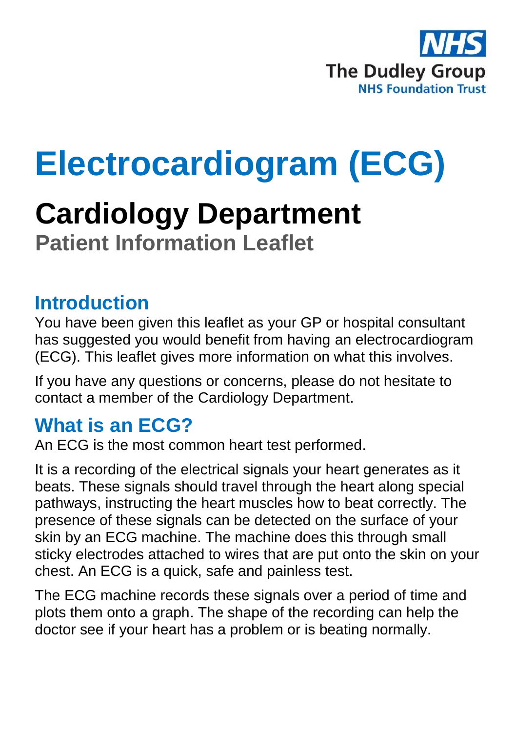NHS
The Dudley Group
NHS Foundation Trust

# Electrocardiogram (ECG)

## Cardiology Department

### Patient Information Leaflet

## Introduction

You have been given this leaflet as your GP or hospital consultant has suggested you would benefit from having an electrocardiogram (ECG). This leaflet gives more information on what this involves.

If you have any questions or concerns, please do not hesitate to contact a member of the Cardiology Department.

## What is an ECG?

An ECG is the most common heart test performed.

It is a recording of the electrical signals your heart generates as it beats. These signals should travel through the heart along special pathways, instructing the heart muscles how to beat correctly. The presence of these signals can be detected on the surface of your skin by an ECG machine. The machine does this through small sticky electrodes attached to wires that are put onto the skin on your chest. An ECG is a quick, safe and painless test.

The ECG machine records these signals over a period of time and plots them onto a graph. The shape of the recording can help the doctor see if your heart has a problem or is beating normally.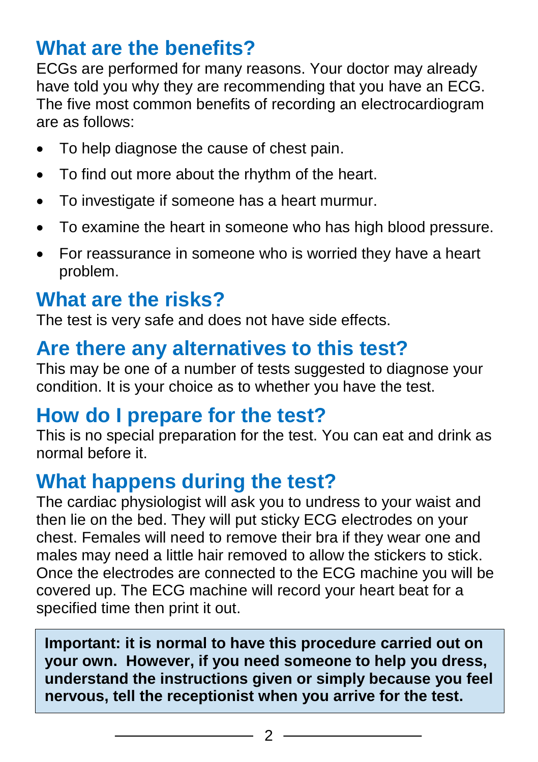## What are the benefits?

ECGs are performed for many reasons. Your doctor may already have told you why they are recommending that you have an ECG. The five most common benefits of recording an electrocardiogram are as follows:

- To help diagnose the cause of chest pain.
- To find out more about the rhythm of the heart.
- To investigate if someone has a heart murmur.
- To examine the heart in someone who has high blood pressure.
- For reassurance in someone who is worried they have a heart problem.

## What are the risks?

The test is very safe and does not have side effects.

## Are there any alternatives to this test?

This may be one of a number of tests suggested to diagnose your condition. It is your choice as to whether you have the test.

## How do I prepare for the test?

This is no special preparation for the test. You can eat and drink as normal before it.

## What happens during the test?

The cardiac physiologist will ask you to undress to your waist and then lie on the bed. They will put sticky ECG electrodes on your chest. Females will need to remove their bra if they wear one and males may need a little hair removed to allow the stickers to stick. Once the electrodes are connected to the ECG machine you will be covered up. The ECG machine will record your heart beat for a specified time then print it out.

**Important: it is normal to have this procedure carried out on your own. However, if you need someone to help you dress, understand the instructions given or simply because you feel nervous, tell the receptionist when you arrive for the test.**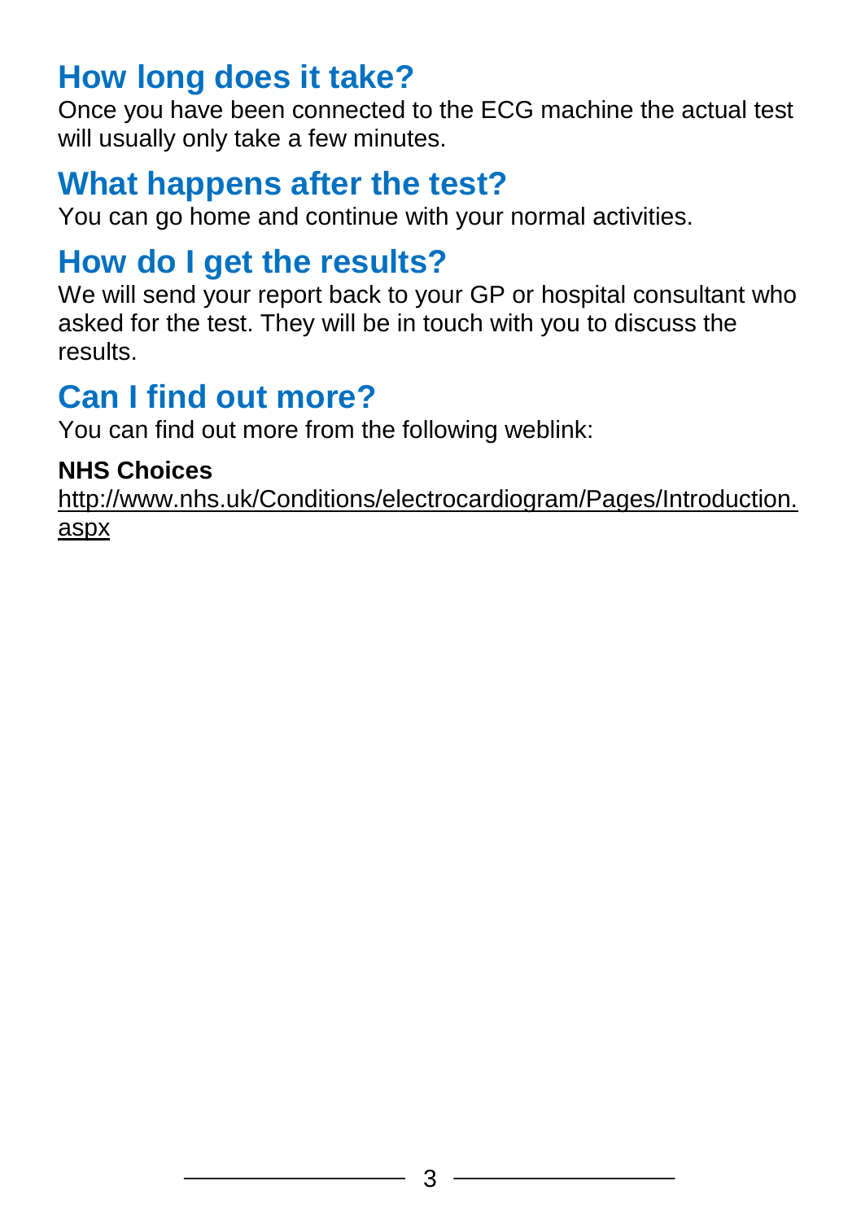## How long does it take?

Once you have been connected to the ECG machine the actual test will usually only take a few minutes.

## What happens after the test?

You can go home and continue with your normal activities.

## How do I get the results?

We will send your report back to your GP or hospital consultant who asked for the test. They will be in touch with you to discuss the results.

## Can I find out more?

You can find out more from the following weblink:

**NHS Choices**

http://www.nhs.uk/Conditions/electrocardiogram/Pages/Introduction.aspx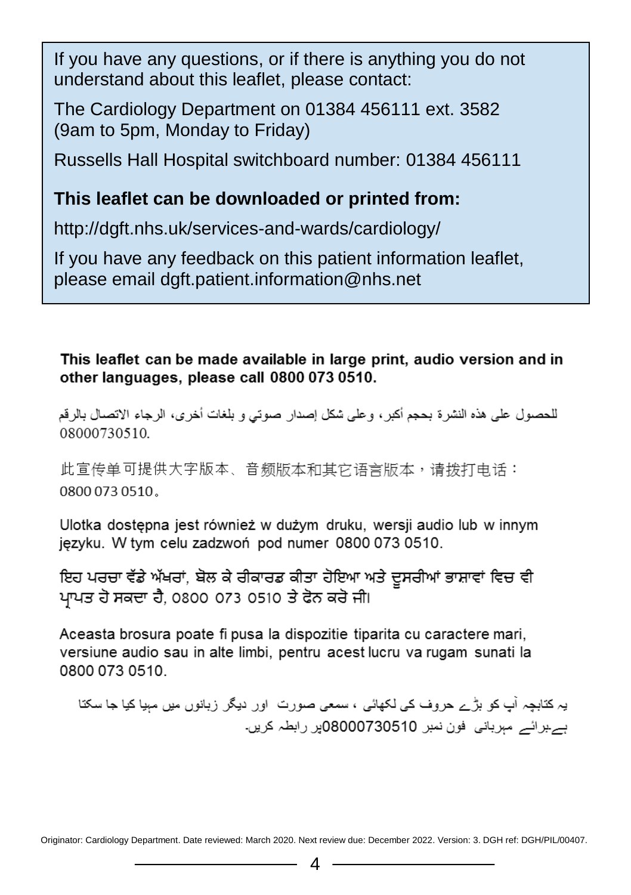If you have any questions, or if there is anything you do not understand about this leaflet, please contact:

The Cardiology Department on 01384 456111 ext. 3582 (9am to 5pm, Monday to Friday)

Russells Hall Hospital switchboard number: 01384 456111

**This leaflet can be downloaded or printed from:**

http://dgft.nhs.uk/services-and-wards/cardiology/

If you have any feedback on this patient information leaflet, please email dgft.patient.information@nhs.net

**This leaflet can be made available in large print, audio version and in other languages, please call 0800 073 0510.**

للحصول على هذه النشرة بحجم أكبر، وعلى شكل إصدار صوتي و بلغات أخرى، الرجاء الاتصال بالرقم 08000730510.

此宣传单可提供大字版本、音频版本和其它语言版本，请拨打电话：0800 073 0510。

Ulotka dostępna jest również w dużym druku, wersji audio lub w innym języku. W tym celu zadzwoń pod numer 0800 073 0510.

ਇਹ ਪਰਚਾ ਵੱਡੇ ਅੱਖਰਾਂ, ਬੋਲ ਕੇ ਰੀਕਾਰਡ ਕੀਤਾ ਹੋਇਆ ਅਤੇ ਦੂਸਰੀਆਂ ਭਾਸ਼ਾਵਾਂ ਵਿਚ ਵੀ ਪ੍ਰਾਪਤ ਹੋ ਸਕਦਾ ਹੈ, 0800 073 0510 ਤੇ ਫੋਨ ਕਰੋ ਜੀ।

Aceasta brosura poate fi pusa la dispozitie tiparita cu caractere mari, versiune audio sau in alte limbi, pentru acest lucru va rugam sunati la 0800 073 0510.

یہ کتابچہ آپ کو بڑے حروف کی لکھائی ، سمعی صورت اور دیگر زبانوں میں مہیا کیا جا سکتا ہے۔برائے مہربانی فون نمبر 08000730510پر رابطہ کریں۔

Originator: Cardiology Department. Date reviewed: March 2020. Next review due: December 2022. Version: 3. DGH ref: DGH/PIL/00407.